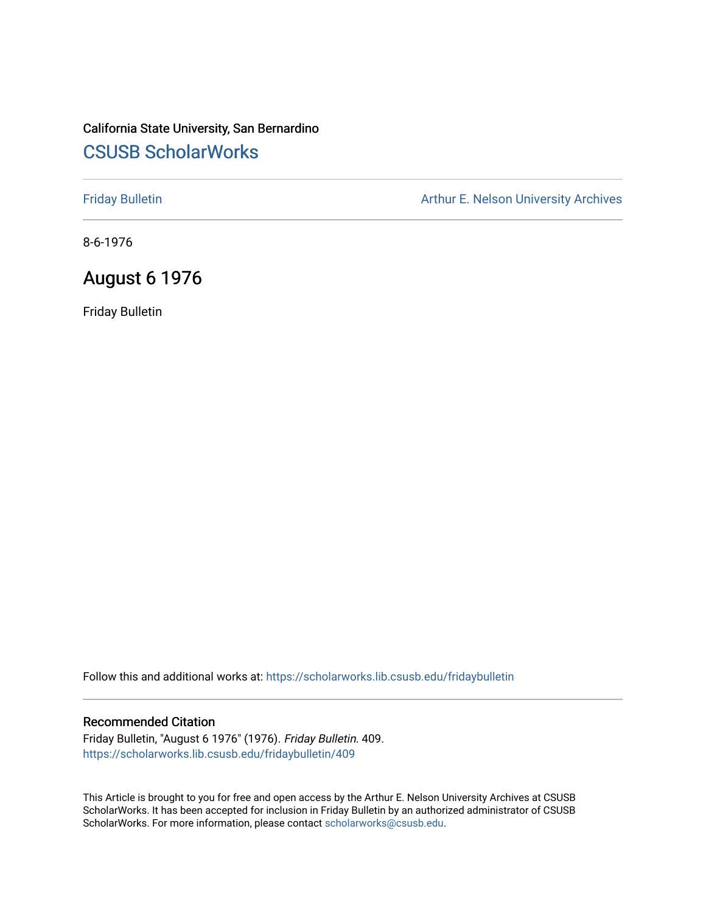California State University, San Bernardino

## CSUSB ScholarWorks

Friday Bulletin

Arthur E. Nelson University Archives

8-6-1976

# August 6 1976

Friday Bulletin

Follow this and additional works at: https://scholarworks.lib.csusb.edu/fridaybulletin

### Recommended Citation

Friday Bulletin, "August 6 1976" (1976). *Friday Bulletin*. 409.
https://scholarworks.lib.csusb.edu/fridaybulletin/409

This Article is brought to you for free and open access by the Arthur E. Nelson University Archives at CSUSB ScholarWorks. It has been accepted for inclusion in Friday Bulletin by an authorized administrator of CSUSB ScholarWorks. For more information, please contact scholarworks@csusb.edu.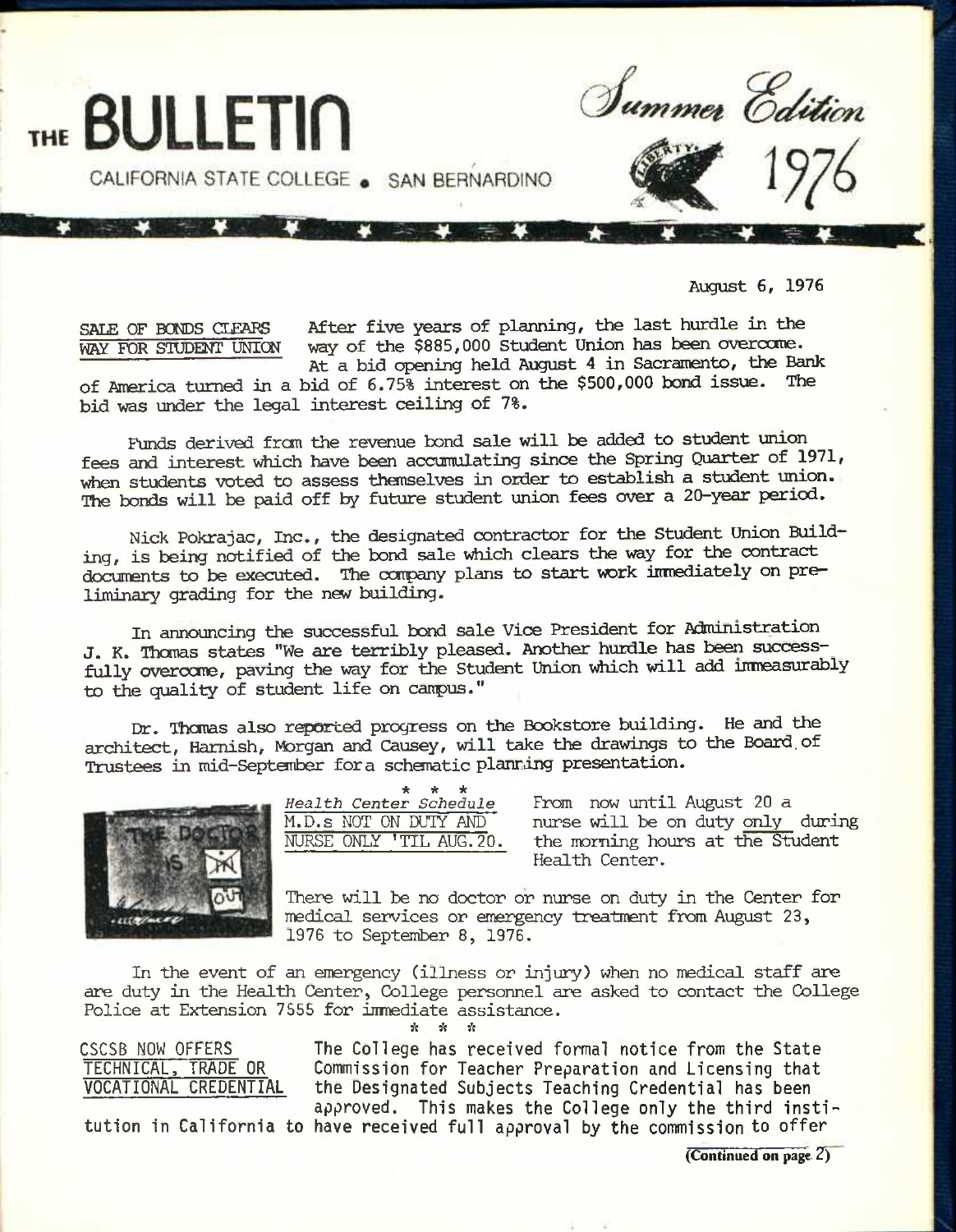# THE BULLETIN

CALIFORNIA STATE COLLEGE • SAN BERNARDINO

*Summer Edition* 1976

August 6, 1976

**SALE OF BONDS CLEARS WAY FOR STUDENT UNION** After five years of planning, the last hurdle in the way of the $885,000 Student Union has been overcome. At a bid opening held August 4 in Sacramento, the Bank of America turned in a bid of 6.75% interest on the $500,000 bond issue. The bid was under the legal interest ceiling of 7%.

Funds derived from the revenue bond sale will be added to student union fees and interest which have been accumulating since the Spring Quarter of 1971, when students voted to assess themselves in order to establish a student union. The bonds will be paid off by future student union fees over a 20-year period.

Nick Pokrajac, Inc., the designated contractor for the Student Union Building, is being notified of the bond sale which clears the way for the contract documents to be executed. The company plans to start work immediately on preliminary grading for the new building.

In announcing the successful bond sale Vice President for Administration J. K. Thomas states "We are terribly pleased. Another hurdle has been successfully overcome, paving the way for the Student Union which will add immeasurably to the quality of student life on campus."

Dr. Thomas also reported progress on the Bookstore building. He and the architect, Harnish, Morgan and Causey, will take the drawings to the Board of Trustees in mid-September for a schematic planning presentation.

\* \* \*

*Health Center Schedule*

**M.D.s NOT ON DUTY AND NURSE ONLY 'TIL AUG. 20.** From now until August 20 a nurse will be on duty only during the morning hours at the Student Health Center.

There will be no doctor or nurse on duty in the Center for medical services or emergency treatment from August 23, 1976 to September 8, 1976.

In the event of an emergency (illness or injury) when no medical staff are are duty in the Health Center, College personnel are asked to contact the College Police at Extension 7555 for immediate assistance.

\* \* \*

**CSCSB NOW OFFERS TECHNICAL, TRADE OR VOCATIONAL CREDENTIAL** The College has received formal notice from the State Commission for Teacher Preparation and Licensing that the Designated Subjects Teaching Credential has been approved. This makes the College only the third institution in California to have received full approval by the commission to offer

(Continued on page 2)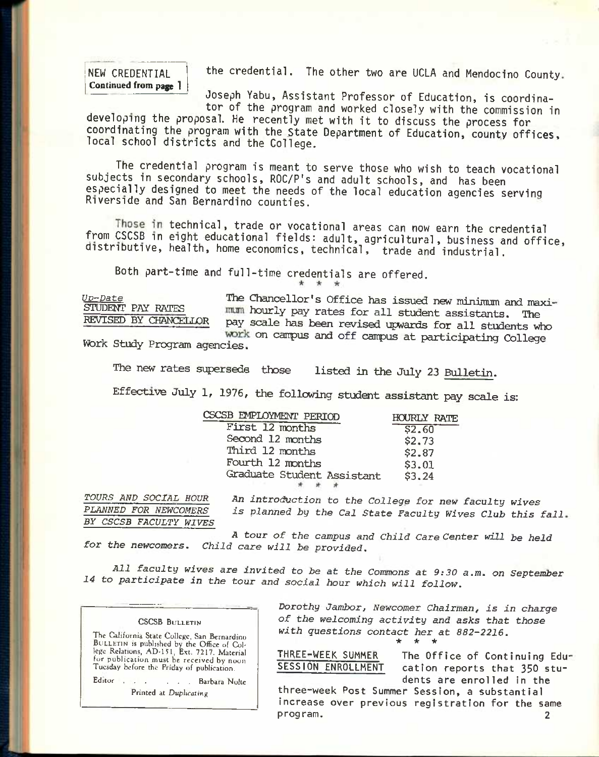**NEW CREDENTIAL**
**Continued from page 1**

the credential. The other two are UCLA and Mendocino County.

Joseph Yabu, Assistant Professor of Education, is coordinator of the program and worked closely with the commission in developing the proposal. He recently met with it to discuss the process for coordinating the program with the State Department of Education, county offices, local school districts and the College.

The credential program is meant to serve those who wish to teach vocational subjects in secondary schools, ROC/P's and adult schools, and has been especially designed to meet the needs of the local education agencies serving Riverside and San Bernardino counties.

Those in technical, trade or vocational areas can now earn the credential from CSCSB in eight educational fields: adult, agricultural, business and office, distributive, health, home economics, technical, trade and industrial.

Both part-time and full-time credentials are offered.

\* \* \*

*Up-Date*
**STUDENT PAY RATES REVISED BY CHANCELLOR**

The Chancellor's Office has issued new minimum and maximum hourly pay rates for all student assistants. The pay scale has been revised upwards for all students who work on campus and off campus at participating College Work Study Program agencies.

The new rates supersede those listed in the July 23 Bulletin.

Effective July 1, 1976, the following student assistant pay scale is:

| CSCSB EMPLOYMENT PERIOD | HOURLY RATE |
|---|---|
| First 12 months | $2.60 |
| Second 12 months | $2.73 |
| Third 12 months | $2.87 |
| Fourth 12 months | $3.01 |
| Graduate Student Assistant | $3.24 |

\* \* \*

***TOURS AND SOCIAL HOUR PLANNED FOR NEWCOMERS BY CSCSB FACULTY WIVES***

*An introduction to the College for new faculty wives is planned by the Cal State Faculty Wives Club this fall.*

*A tour of the campus and Child Care Center will be held for the newcomers. Child care will be provided.*

*All faculty wives are invited to be at the Commons at 9:30 a.m. on September 14 to participate in the tour and social hour which will follow.*

*Dorothy Jambor, Newcomer Chairman, is in charge of the welcoming activity and asks that those with questions contact her at 882-2216.*

\* \* \*

**THREE-WEEK SUMMER SESSION ENROLLMENT**

The Office of Continuing Education reports that 350 students are enrolled in the three-week Post Summer Session, a substantial increase over previous registration for the same program.

---

CSCSB BULLETIN

The California State College, San Bernardino BULLETIN is published by the Office of College Relations, AD-151, Ext. 7217. Material for publication must be received by noon Tuesday before the Friday of publication.

Editor . . . . . . Barbara Nolte

Printed at *Duplicating*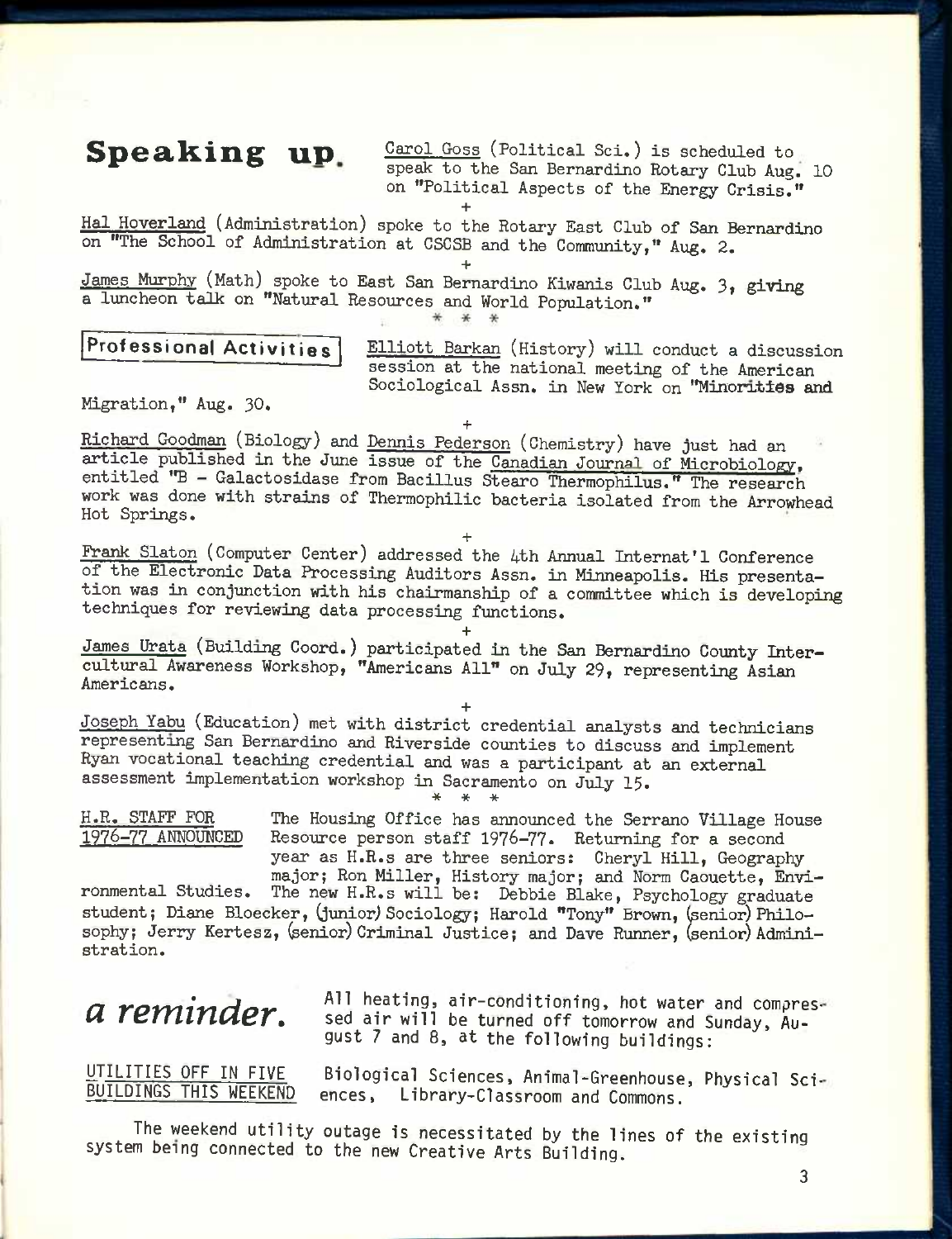## Speaking up.

Carol Goss (Political Sci.) is scheduled to speak to the San Bernardino Rotary Club Aug. 10 on "Political Aspects of the Energy Crisis."

+

Hal Hoverland (Administration) spoke to the Rotary East Club of San Bernardino on "The School of Administration at CSCSB and the Community," Aug. 2.

+

James Murphy (Math) spoke to East San Bernardino Kiwanis Club Aug. 3, giving a luncheon talk on "Natural Resources and World Population."

\* \* \*

## Professional Activities

Elliott Barkan (History) will conduct a discussion session at the national meeting of the American Sociological Assn. in New York on "Minorities and Migration," Aug. 30.

+

Richard Goodman (Biology) and Dennis Pederson (Chemistry) have just had an article published in the June issue of the Canadian Journal of Microbiology, entitled "B - Galactosidase from Bacillus Stearo Thermophilus." The research work was done with strains of Thermophilic bacteria isolated from the Arrowhead Hot Springs.

+

Frank Slaton (Computer Center) addressed the 4th Annual Internat'l Conference of the Electronic Data Processing Auditors Assn. in Minneapolis. His presentation was in conjunction with his chairmanship of a committee which is developing techniques for reviewing data processing functions.

+

James Urata (Building Coord.) participated in the San Bernardino County Intercultural Awareness Workshop, "Americans All" on July 29, representing Asian Americans.

+

Joseph Yabu (Education) met with district credential analysts and technicians representing San Bernardino and Riverside counties to discuss and implement Ryan vocational teaching credential and was a participant at an external assessment implementation workshop in Sacramento on July 15.

\* \* \*

### H.R. STAFF FOR 1976-77 ANNOUNCED

The Housing Office has announced the Serrano Village House Resource person staff 1976-77. Returning for a second year as H.R.s are three seniors: Cheryl Hill, Geography major; Ron Miller, History major; and Norm Caouette, Environmental Studies. The new H.R.s will be: Debbie Blake, Psychology graduate student; Diane Bloecker, (junior) Sociology; Harold "Tony" Brown, (senior) Philosophy; Jerry Kertesz, (senior) Criminal Justice; and Dave Runner, (senior) Administration.

## *a reminder.*

All heating, air-conditioning, hot water and compressed air will be turned off tomorrow and Sunday, August 7 and 8, at the following buildings:

### UTILITIES OFF IN FIVE BUILDINGS THIS WEEKEND

Biological Sciences, Animal-Greenhouse, Physical Sciences, Library-Classroom and Commons.

The weekend utility outage is necessitated by the lines of the existing system being connected to the new Creative Arts Building.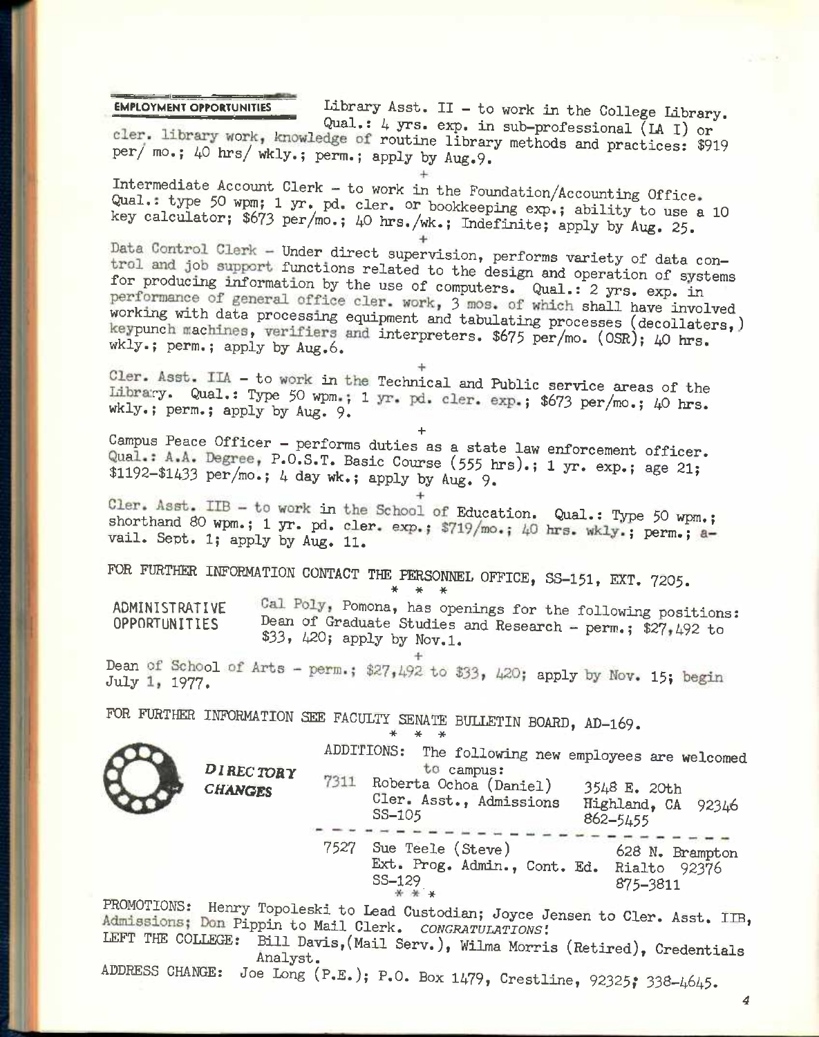**EMPLOYMENT OPPORTUNITIES**

Library Asst. II - to work in the College Library. Qual.: 4 yrs. exp. in sub-professional (LA I) or cler. library work, knowledge of routine library methods and practices: $919 per/ mo.; 40 hrs/ wkly.; perm.; apply by Aug.9.

+

Intermediate Account Clerk - to work in the Foundation/Accounting Office. Qual.: type 50 wpm; 1 yr. pd. cler. or bookkeeping exp.; ability to use a 10 key calculator; $673 per/mo.; 40 hrs./wk.; Indefinite; apply by Aug. 25.

+

Data Control Clerk - Under direct supervision, performs variety of data control and job support functions related to the design and operation of systems for producing information by the use of computers. Qual.: 2 yrs. exp. in performance of general office cler. work, 3 mos. of which shall have involved working with data processing equipment and tabulating processes (decollaters,) keypunch machines, verifiers and interpreters. $675 per/mo. (OSR); 40 hrs. wkly.; perm.; apply by Aug.6.

+

Cler. Asst. IIA - to work in the Technical and Public service areas of the Library. Qual.: Type 50 wpm.; 1 yr. pd. cler. exp.; $673 per/mo.; 40 hrs. wkly.; perm.; apply by Aug. 9.

+

Campus Peace Officer - performs duties as a state law enforcement officer. Qual.: A.A. Degree, P.O.S.T. Basic Course (555 hrs).; 1 yr. exp.; age 21; $1192-$1433 per/mo.; 4 day wk.; apply by Aug. 9.

+

Cler. Asst. IIB - to work in the School of Education. Qual.: Type 50 wpm.; shorthand 80 wpm.; 1 yr. pd. cler. exp.; $719/mo.; 40 hrs. wkly.; perm.; avail. Sept. 1; apply by Aug. 11.

FOR FURTHER INFORMATION CONTACT THE PERSONNEL OFFICE, SS-151, EXT. 7205.

\* \* \*

**ADMINISTRATIVE OPPORTUNITIES**

Cal Poly, Pomona, has openings for the following positions: Dean of Graduate Studies and Research - perm.; $27,492 to $33, 420; apply by Nov.1.

+

Dean of School of Arts - perm.; $27,492 to $33, 420; apply by Nov. 15; begin July 1, 1977.

FOR FURTHER INFORMATION SEE FACULTY SENATE BULLETIN BOARD, AD-169.

\* \* \*

***DIRECTORY CHANGES***

ADDITIONS: The following new employees are welcomed to campus:

7311 Roberta Ochoa (Daniel)
Cler. Asst., Admissions
SS-105
3548 E. 20th
Highland, CA 92346
862-5455

7527 Sue Teele (Steve)
Ext. Prog. Admin., Cont. Ed.
SS-129
628 N. Brampton
Rialto 92376
875-3811

\* \* \*

PROMOTIONS: Henry Topoleski to Lead Custodian; Joyce Jensen to Cler. Asst. IIB, Admissions; Don Pippin to Mail Clerk. *CONGRATULATIONS!*

LEFT THE COLLEGE: Bill Davis,(Mail Serv.), Wilma Morris (Retired), Credentials Analyst.

ADDRESS CHANGE: Joe Long (P.E.); P.O. Box 1479, Crestline, 92325; 338-4645.